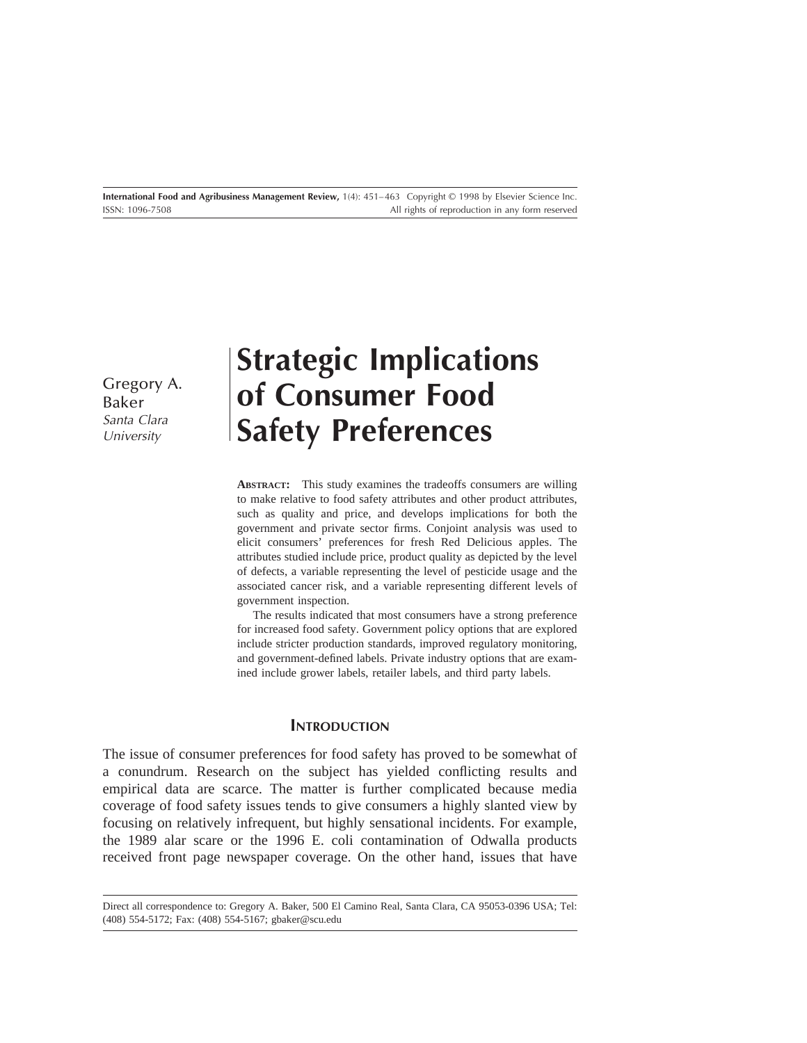# Strategic Implications of Consumer Food Safety Preferences

Gregory A. Baker
*Santa Clara University*

**ABSTRACT:** This study examines the tradeoffs consumers are willing to make relative to food safety attributes and other product attributes, such as quality and price, and develops implications for both the government and private sector firms. Conjoint analysis was used to elicit consumers' preferences for fresh Red Delicious apples. The attributes studied include price, product quality as depicted by the level of defects, a variable representing the level of pesticide usage and the associated cancer risk, and a variable representing different levels of government inspection.

The results indicated that most consumers have a strong preference for increased food safety. Government policy options that are explored include stricter production standards, improved regulatory monitoring, and government-defined labels. Private industry options that are examined include grower labels, retailer labels, and third party labels.

## INTRODUCTION

The issue of consumer preferences for food safety has proved to be somewhat of a conundrum. Research on the subject has yielded conflicting results and empirical data are scarce. The matter is further complicated because media coverage of food safety issues tends to give consumers a highly slanted view by focusing on relatively infrequent, but highly sensational incidents. For example, the 1989 alar scare or the 1996 E. coli contamination of Odwalla products received front page newspaper coverage. On the other hand, issues that have

Direct all correspondence to: Gregory A. Baker, 500 El Camino Real, Santa Clara, CA 95053-0396 USA; Tel: (408) 554-5172; Fax: (408) 554-5167; gbaker@scu.edu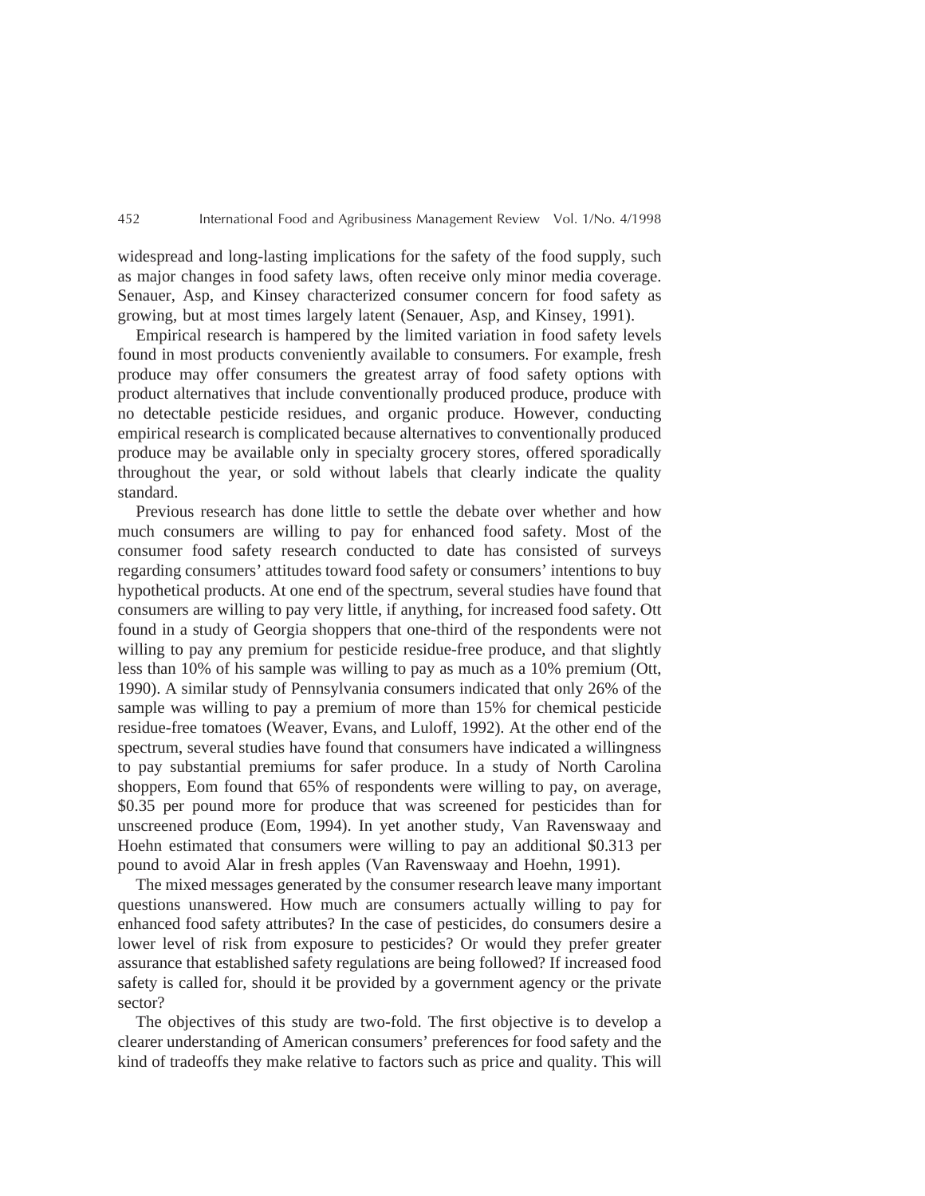widespread and long-lasting implications for the safety of the food supply, such as major changes in food safety laws, often receive only minor media coverage. Senauer, Asp, and Kinsey characterized consumer concern for food safety as growing, but at most times largely latent (Senauer, Asp, and Kinsey, 1991).

Empirical research is hampered by the limited variation in food safety levels found in most products conveniently available to consumers. For example, fresh produce may offer consumers the greatest array of food safety options with product alternatives that include conventionally produced produce, produce with no detectable pesticide residues, and organic produce. However, conducting empirical research is complicated because alternatives to conventionally produced produce may be available only in specialty grocery stores, offered sporadically throughout the year, or sold without labels that clearly indicate the quality standard.

Previous research has done little to settle the debate over whether and how much consumers are willing to pay for enhanced food safety. Most of the consumer food safety research conducted to date has consisted of surveys regarding consumers' attitudes toward food safety or consumers' intentions to buy hypothetical products. At one end of the spectrum, several studies have found that consumers are willing to pay very little, if anything, for increased food safety. Ott found in a study of Georgia shoppers that one-third of the respondents were not willing to pay any premium for pesticide residue-free produce, and that slightly less than 10% of his sample was willing to pay as much as a 10% premium (Ott, 1990). A similar study of Pennsylvania consumers indicated that only 26% of the sample was willing to pay a premium of more than 15% for chemical pesticide residue-free tomatoes (Weaver, Evans, and Luloff, 1992). At the other end of the spectrum, several studies have found that consumers have indicated a willingness to pay substantial premiums for safer produce. In a study of North Carolina shoppers, Eom found that 65% of respondents were willing to pay, on average, $0.35 per pound more for produce that was screened for pesticides than for unscreened produce (Eom, 1994). In yet another study, Van Ravenswaay and Hoehn estimated that consumers were willing to pay an additional $0.313 per pound to avoid Alar in fresh apples (Van Ravenswaay and Hoehn, 1991).

The mixed messages generated by the consumer research leave many important questions unanswered. How much are consumers actually willing to pay for enhanced food safety attributes? In the case of pesticides, do consumers desire a lower level of risk from exposure to pesticides? Or would they prefer greater assurance that established safety regulations are being followed? If increased food safety is called for, should it be provided by a government agency or the private sector?

The objectives of this study are two-fold. The first objective is to develop a clearer understanding of American consumers' preferences for food safety and the kind of tradeoffs they make relative to factors such as price and quality. This will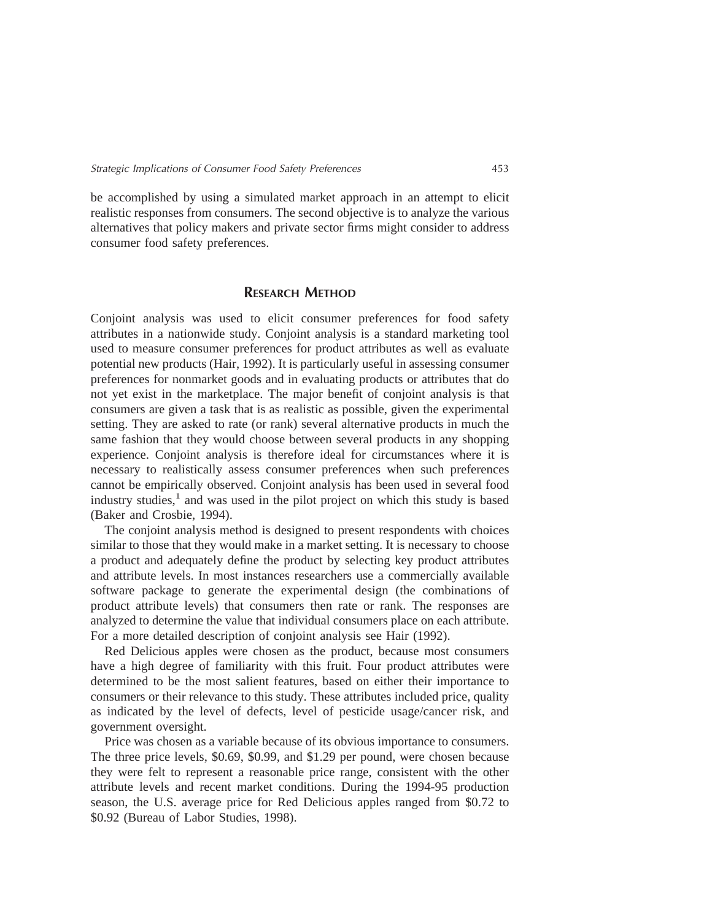be accomplished by using a simulated market approach in an attempt to elicit realistic responses from consumers. The second objective is to analyze the various alternatives that policy makers and private sector firms might consider to address consumer food safety preferences.

## RESEARCH METHOD

Conjoint analysis was used to elicit consumer preferences for food safety attributes in a nationwide study. Conjoint analysis is a standard marketing tool used to measure consumer preferences for product attributes as well as evaluate potential new products (Hair, 1992). It is particularly useful in assessing consumer preferences for nonmarket goods and in evaluating products or attributes that do not yet exist in the marketplace. The major benefit of conjoint analysis is that consumers are given a task that is as realistic as possible, given the experimental setting. They are asked to rate (or rank) several alternative products in much the same fashion that they would choose between several products in any shopping experience. Conjoint analysis is therefore ideal for circumstances where it is necessary to realistically assess consumer preferences when such preferences cannot be empirically observed. Conjoint analysis has been used in several food industry studies,[1] and was used in the pilot project on which this study is based (Baker and Crosbie, 1994).

The conjoint analysis method is designed to present respondents with choices similar to those that they would make in a market setting. It is necessary to choose a product and adequately define the product by selecting key product attributes and attribute levels. In most instances researchers use a commercially available software package to generate the experimental design (the combinations of product attribute levels) that consumers then rate or rank. The responses are analyzed to determine the value that individual consumers place on each attribute. For a more detailed description of conjoint analysis see Hair (1992).

Red Delicious apples were chosen as the product, because most consumers have a high degree of familiarity with this fruit. Four product attributes were determined to be the most salient features, based on either their importance to consumers or their relevance to this study. These attributes included price, quality as indicated by the level of defects, level of pesticide usage/cancer risk, and government oversight.

Price was chosen as a variable because of its obvious importance to consumers. The three price levels, \$0.69, \$0.99, and \$1.29 per pound, were chosen because they were felt to represent a reasonable price range, consistent with the other attribute levels and recent market conditions. During the 1994-95 production season, the U.S. average price for Red Delicious apples ranged from \$0.72 to \$0.92 (Bureau of Labor Studies, 1998).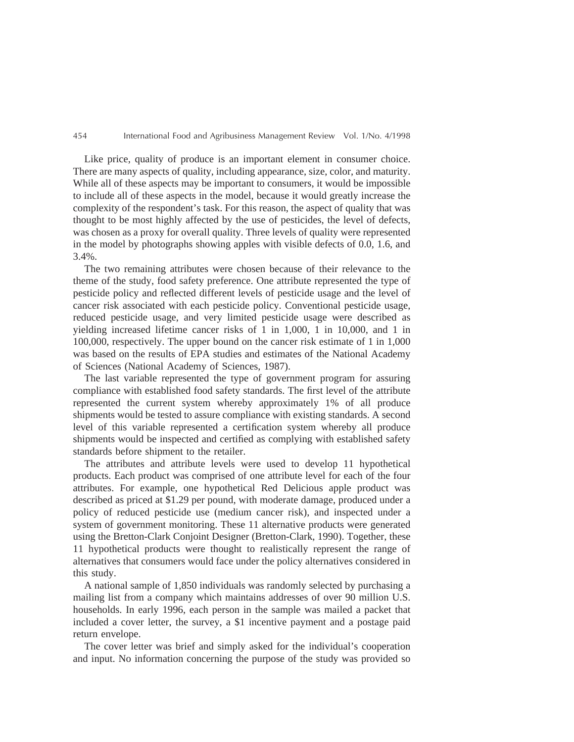Like price, quality of produce is an important element in consumer choice. There are many aspects of quality, including appearance, size, color, and maturity. While all of these aspects may be important to consumers, it would be impossible to include all of these aspects in the model, because it would greatly increase the complexity of the respondent's task. For this reason, the aspect of quality that was thought to be most highly affected by the use of pesticides, the level of defects, was chosen as a proxy for overall quality. Three levels of quality were represented in the model by photographs showing apples with visible defects of 0.0, 1.6, and 3.4%.

The two remaining attributes were chosen because of their relevance to the theme of the study, food safety preference. One attribute represented the type of pesticide policy and reflected different levels of pesticide usage and the level of cancer risk associated with each pesticide policy. Conventional pesticide usage, reduced pesticide usage, and very limited pesticide usage were described as yielding increased lifetime cancer risks of 1 in 1,000, 1 in 10,000, and 1 in 100,000, respectively. The upper bound on the cancer risk estimate of 1 in 1,000 was based on the results of EPA studies and estimates of the National Academy of Sciences (National Academy of Sciences, 1987).

The last variable represented the type of government program for assuring compliance with established food safety standards. The first level of the attribute represented the current system whereby approximately 1% of all produce shipments would be tested to assure compliance with existing standards. A second level of this variable represented a certification system whereby all produce shipments would be inspected and certified as complying with established safety standards before shipment to the retailer.

The attributes and attribute levels were used to develop 11 hypothetical products. Each product was comprised of one attribute level for each of the four attributes. For example, one hypothetical Red Delicious apple product was described as priced at $1.29 per pound, with moderate damage, produced under a policy of reduced pesticide use (medium cancer risk), and inspected under a system of government monitoring. These 11 alternative products were generated using the Bretton-Clark Conjoint Designer (Bretton-Clark, 1990). Together, these 11 hypothetical products were thought to realistically represent the range of alternatives that consumers would face under the policy alternatives considered in this study.

A national sample of 1,850 individuals was randomly selected by purchasing a mailing list from a company which maintains addresses of over 90 million U.S. households. In early 1996, each person in the sample was mailed a packet that included a cover letter, the survey, a $1 incentive payment and a postage paid return envelope.

The cover letter was brief and simply asked for the individual's cooperation and input. No information concerning the purpose of the study was provided so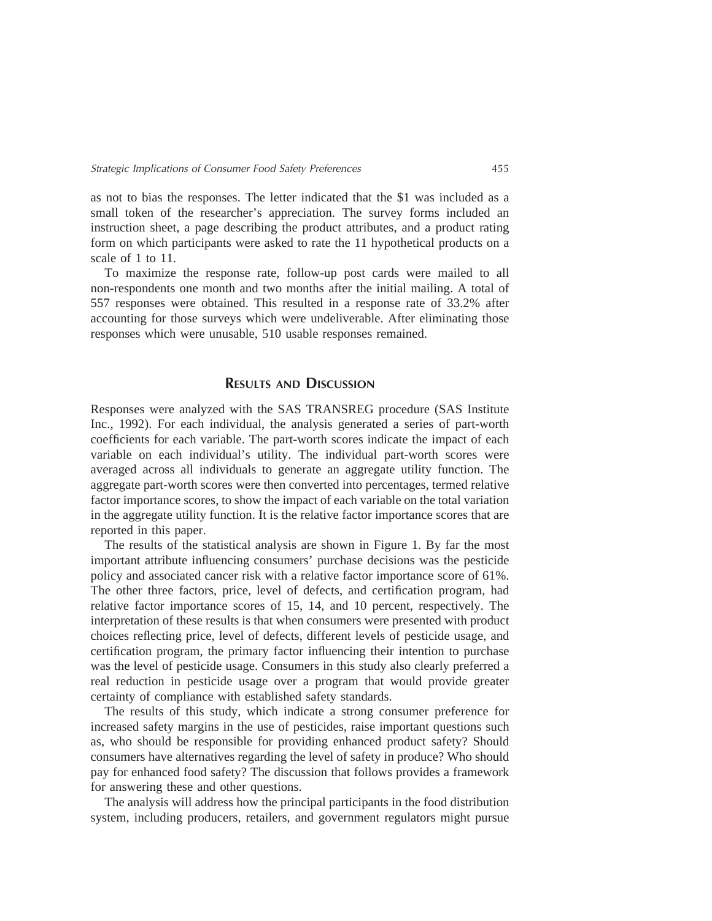as not to bias the responses. The letter indicated that the $1 was included as a small token of the researcher's appreciation. The survey forms included an instruction sheet, a page describing the product attributes, and a product rating form on which participants were asked to rate the 11 hypothetical products on a scale of 1 to 11.

To maximize the response rate, follow-up post cards were mailed to all non-respondents one month and two months after the initial mailing. A total of 557 responses were obtained. This resulted in a response rate of 33.2% after accounting for those surveys which were undeliverable. After eliminating those responses which were unusable, 510 usable responses remained.

## Results and Discussion

Responses were analyzed with the SAS TRANSREG procedure (SAS Institute Inc., 1992). For each individual, the analysis generated a series of part-worth coefficients for each variable. The part-worth scores indicate the impact of each variable on each individual's utility. The individual part-worth scores were averaged across all individuals to generate an aggregate utility function. The aggregate part-worth scores were then converted into percentages, termed relative factor importance scores, to show the impact of each variable on the total variation in the aggregate utility function. It is the relative factor importance scores that are reported in this paper.

The results of the statistical analysis are shown in Figure 1. By far the most important attribute influencing consumers' purchase decisions was the pesticide policy and associated cancer risk with a relative factor importance score of 61%. The other three factors, price, level of defects, and certification program, had relative factor importance scores of 15, 14, and 10 percent, respectively. The interpretation of these results is that when consumers were presented with product choices reflecting price, level of defects, different levels of pesticide usage, and certification program, the primary factor influencing their intention to purchase was the level of pesticide usage. Consumers in this study also clearly preferred a real reduction in pesticide usage over a program that would provide greater certainty of compliance with established safety standards.

The results of this study, which indicate a strong consumer preference for increased safety margins in the use of pesticides, raise important questions such as, who should be responsible for providing enhanced product safety? Should consumers have alternatives regarding the level of safety in produce? Who should pay for enhanced food safety? The discussion that follows provides a framework for answering these and other questions.

The analysis will address how the principal participants in the food distribution system, including producers, retailers, and government regulators might pursue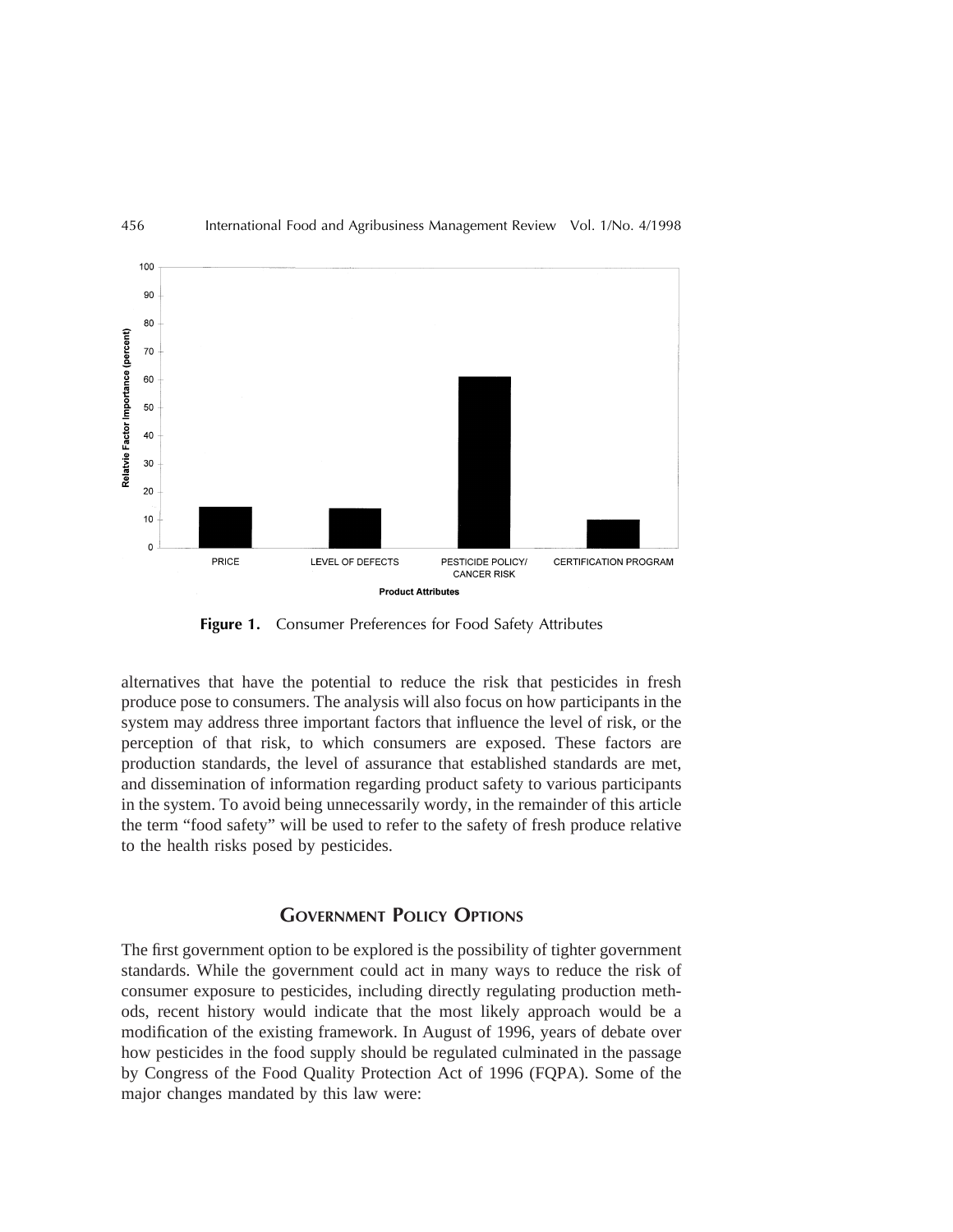**Figure 1.** Consumer Preferences for Food Safety Attributes

alternatives that have the potential to reduce the risk that pesticides in fresh produce pose to consumers. The analysis will also focus on how participants in the system may address three important factors that influence the level of risk, or the perception of that risk, to which consumers are exposed. These factors are production standards, the level of assurance that established standards are met, and dissemination of information regarding product safety to various participants in the system. To avoid being unnecessarily wordy, in the remainder of this article the term "food safety" will be used to refer to the safety of fresh produce relative to the health risks posed by pesticides.

## Government Policy Options

The first government option to be explored is the possibility of tighter government standards. While the government could act in many ways to reduce the risk of consumer exposure to pesticides, including directly regulating production methods, recent history would indicate that the most likely approach would be a modification of the existing framework. In August of 1996, years of debate over how pesticides in the food supply should be regulated culminated in the passage by Congress of the Food Quality Protection Act of 1996 (FQPA). Some of the major changes mandated by this law were: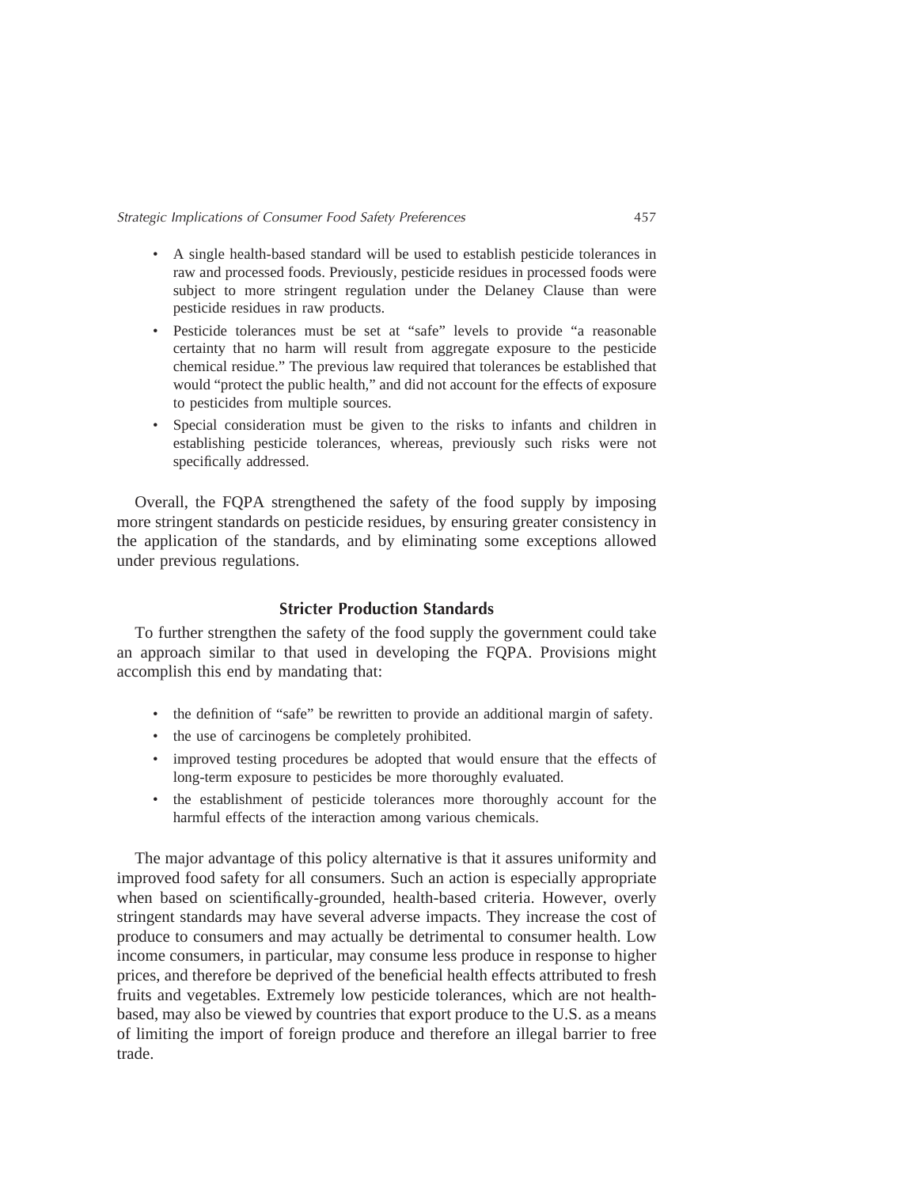- A single health-based standard will be used to establish pesticide tolerances in raw and processed foods. Previously, pesticide residues in processed foods were subject to more stringent regulation under the Delaney Clause than were pesticide residues in raw products.
- Pesticide tolerances must be set at "safe" levels to provide "a reasonable certainty that no harm will result from aggregate exposure to the pesticide chemical residue." The previous law required that tolerances be established that would "protect the public health," and did not account for the effects of exposure to pesticides from multiple sources.
- Special consideration must be given to the risks to infants and children in establishing pesticide tolerances, whereas, previously such risks were not specifically addressed.

Overall, the FQPA strengthened the safety of the food supply by imposing more stringent standards on pesticide residues, by ensuring greater consistency in the application of the standards, and by eliminating some exceptions allowed under previous regulations.

### Stricter Production Standards

To further strengthen the safety of the food supply the government could take an approach similar to that used in developing the FQPA. Provisions might accomplish this end by mandating that:

- the definition of "safe" be rewritten to provide an additional margin of safety.
- the use of carcinogens be completely prohibited.
- improved testing procedures be adopted that would ensure that the effects of long-term exposure to pesticides be more thoroughly evaluated.
- the establishment of pesticide tolerances more thoroughly account for the harmful effects of the interaction among various chemicals.

The major advantage of this policy alternative is that it assures uniformity and improved food safety for all consumers. Such an action is especially appropriate when based on scientifically-grounded, health-based criteria. However, overly stringent standards may have several adverse impacts. They increase the cost of produce to consumers and may actually be detrimental to consumer health. Low income consumers, in particular, may consume less produce in response to higher prices, and therefore be deprived of the beneficial health effects attributed to fresh fruits and vegetables. Extremely low pesticide tolerances, which are not health-based, may also be viewed by countries that export produce to the U.S. as a means of limiting the import of foreign produce and therefore an illegal barrier to free trade.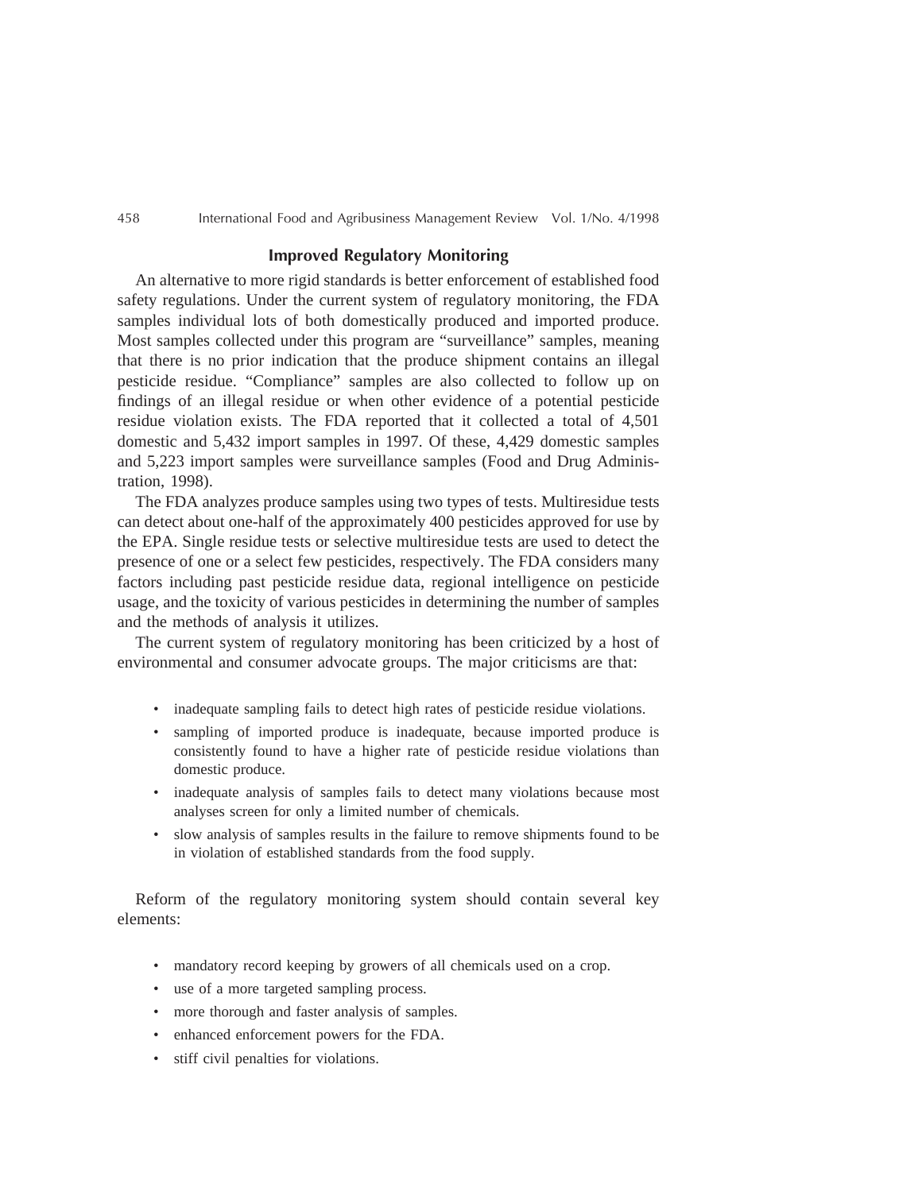### Improved Regulatory Monitoring

An alternative to more rigid standards is better enforcement of established food safety regulations. Under the current system of regulatory monitoring, the FDA samples individual lots of both domestically produced and imported produce. Most samples collected under this program are "surveillance" samples, meaning that there is no prior indication that the produce shipment contains an illegal pesticide residue. "Compliance" samples are also collected to follow up on findings of an illegal residue or when other evidence of a potential pesticide residue violation exists. The FDA reported that it collected a total of 4,501 domestic and 5,432 import samples in 1997. Of these, 4,429 domestic samples and 5,223 import samples were surveillance samples (Food and Drug Administration, 1998).

The FDA analyzes produce samples using two types of tests. Multiresidue tests can detect about one-half of the approximately 400 pesticides approved for use by the EPA. Single residue tests or selective multiresidue tests are used to detect the presence of one or a select few pesticides, respectively. The FDA considers many factors including past pesticide residue data, regional intelligence on pesticide usage, and the toxicity of various pesticides in determining the number of samples and the methods of analysis it utilizes.

The current system of regulatory monitoring has been criticized by a host of environmental and consumer advocate groups. The major criticisms are that:

- inadequate sampling fails to detect high rates of pesticide residue violations.
- sampling of imported produce is inadequate, because imported produce is consistently found to have a higher rate of pesticide residue violations than domestic produce.
- inadequate analysis of samples fails to detect many violations because most analyses screen for only a limited number of chemicals.
- slow analysis of samples results in the failure to remove shipments found to be in violation of established standards from the food supply.

Reform of the regulatory monitoring system should contain several key elements:

- mandatory record keeping by growers of all chemicals used on a crop.
- use of a more targeted sampling process.
- more thorough and faster analysis of samples.
- enhanced enforcement powers for the FDA.
- stiff civil penalties for violations.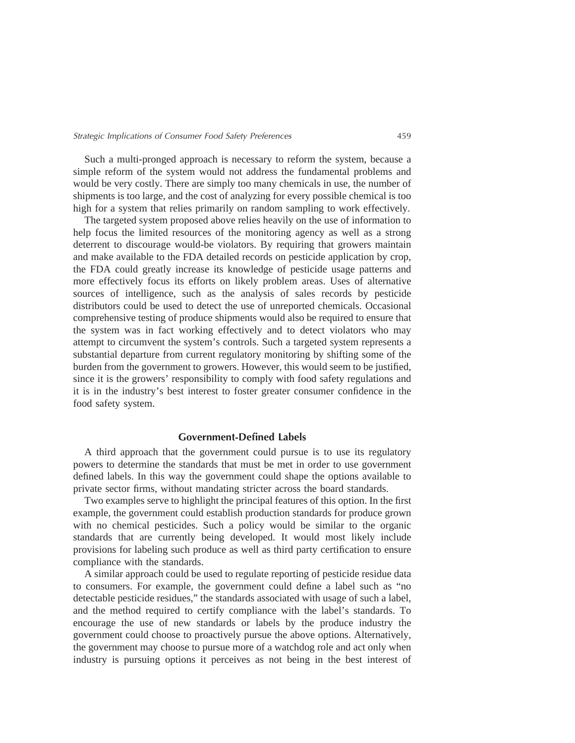Such a multi-pronged approach is necessary to reform the system, because a simple reform of the system would not address the fundamental problems and would be very costly. There are simply too many chemicals in use, the number of shipments is too large, and the cost of analyzing for every possible chemical is too high for a system that relies primarily on random sampling to work effectively.

The targeted system proposed above relies heavily on the use of information to help focus the limited resources of the monitoring agency as well as a strong deterrent to discourage would-be violators. By requiring that growers maintain and make available to the FDA detailed records on pesticide application by crop, the FDA could greatly increase its knowledge of pesticide usage patterns and more effectively focus its efforts on likely problem areas. Uses of alternative sources of intelligence, such as the analysis of sales records by pesticide distributors could be used to detect the use of unreported chemicals. Occasional comprehensive testing of produce shipments would also be required to ensure that the system was in fact working effectively and to detect violators who may attempt to circumvent the system's controls. Such a targeted system represents a substantial departure from current regulatory monitoring by shifting some of the burden from the government to growers. However, this would seem to be justified, since it is the growers' responsibility to comply with food safety regulations and it is in the industry's best interest to foster greater consumer confidence in the food safety system.

## Government-Defined Labels

A third approach that the government could pursue is to use its regulatory powers to determine the standards that must be met in order to use government defined labels. In this way the government could shape the options available to private sector firms, without mandating stricter across the board standards.

Two examples serve to highlight the principal features of this option. In the first example, the government could establish production standards for produce grown with no chemical pesticides. Such a policy would be similar to the organic standards that are currently being developed. It would most likely include provisions for labeling such produce as well as third party certification to ensure compliance with the standards.

A similar approach could be used to regulate reporting of pesticide residue data to consumers. For example, the government could define a label such as "no detectable pesticide residues," the standards associated with usage of such a label, and the method required to certify compliance with the label's standards. To encourage the use of new standards or labels by the produce industry the government could choose to proactively pursue the above options. Alternatively, the government may choose to pursue more of a watchdog role and act only when industry is pursuing options it perceives as not being in the best interest of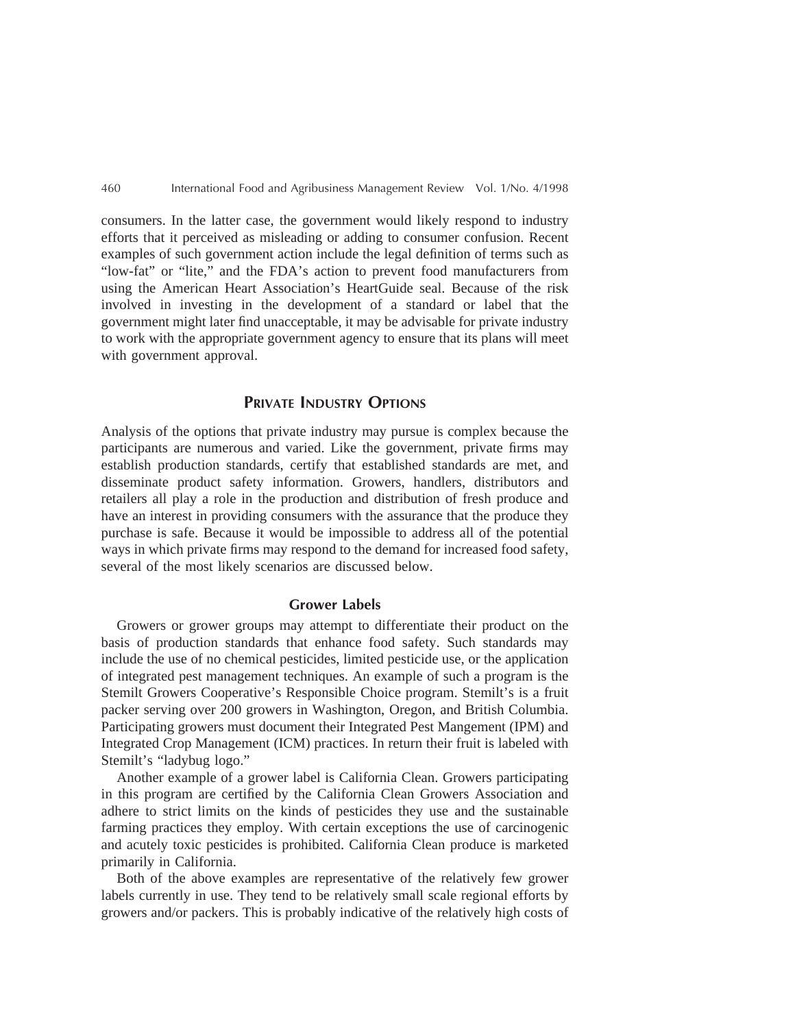consumers. In the latter case, the government would likely respond to industry efforts that it perceived as misleading or adding to consumer confusion. Recent examples of such government action include the legal definition of terms such as "low-fat" or "lite," and the FDA's action to prevent food manufacturers from using the American Heart Association's HeartGuide seal. Because of the risk involved in investing in the development of a standard or label that the government might later find unacceptable, it may be advisable for private industry to work with the appropriate government agency to ensure that its plans will meet with government approval.

## Private Industry Options

Analysis of the options that private industry may pursue is complex because the participants are numerous and varied. Like the government, private firms may establish production standards, certify that established standards are met, and disseminate product safety information. Growers, handlers, distributors and retailers all play a role in the production and distribution of fresh produce and have an interest in providing consumers with the assurance that the produce they purchase is safe. Because it would be impossible to address all of the potential ways in which private firms may respond to the demand for increased food safety, several of the most likely scenarios are discussed below.

### Grower Labels

Growers or grower groups may attempt to differentiate their product on the basis of production standards that enhance food safety. Such standards may include the use of no chemical pesticides, limited pesticide use, or the application of integrated pest management techniques. An example of such a program is the Stemilt Growers Cooperative's Responsible Choice program. Stemilt's is a fruit packer serving over 200 growers in Washington, Oregon, and British Columbia. Participating growers must document their Integrated Pest Mangement (IPM) and Integrated Crop Management (ICM) practices. In return their fruit is labeled with Stemilt's "ladybug logo."

Another example of a grower label is California Clean. Growers participating in this program are certified by the California Clean Growers Association and adhere to strict limits on the kinds of pesticides they use and the sustainable farming practices they employ. With certain exceptions the use of carcinogenic and acutely toxic pesticides is prohibited. California Clean produce is marketed primarily in California.

Both of the above examples are representative of the relatively few grower labels currently in use. They tend to be relatively small scale regional efforts by growers and/or packers. This is probably indicative of the relatively high costs of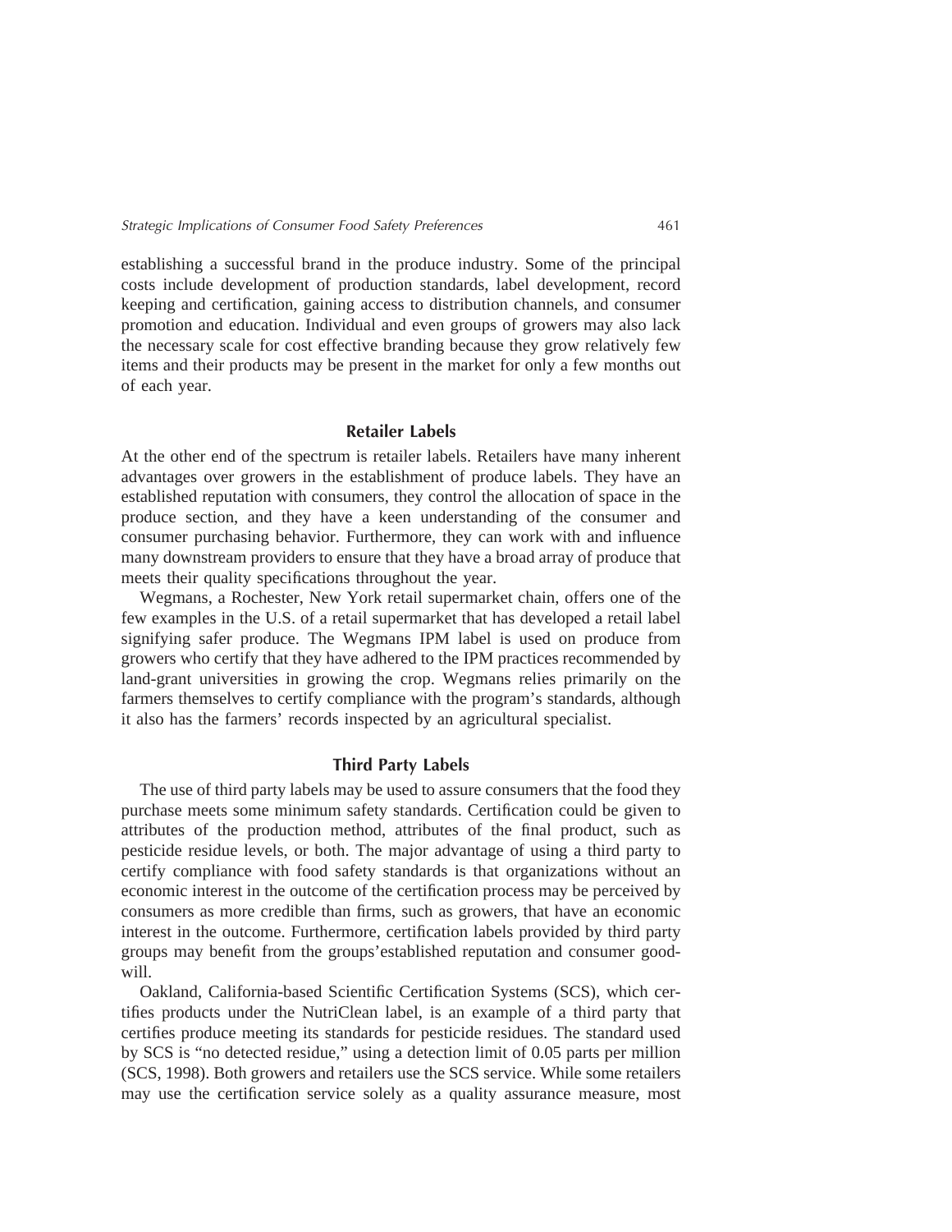establishing a successful brand in the produce industry. Some of the principal costs include development of production standards, label development, record keeping and certification, gaining access to distribution channels, and consumer promotion and education. Individual and even groups of growers may also lack the necessary scale for cost effective branding because they grow relatively few items and their products may be present in the market for only a few months out of each year.

### Retailer Labels

At the other end of the spectrum is retailer labels. Retailers have many inherent advantages over growers in the establishment of produce labels. They have an established reputation with consumers, they control the allocation of space in the produce section, and they have a keen understanding of the consumer and consumer purchasing behavior. Furthermore, they can work with and influence many downstream providers to ensure that they have a broad array of produce that meets their quality specifications throughout the year.

Wegmans, a Rochester, New York retail supermarket chain, offers one of the few examples in the U.S. of a retail supermarket that has developed a retail label signifying safer produce. The Wegmans IPM label is used on produce from growers who certify that they have adhered to the IPM practices recommended by land-grant universities in growing the crop. Wegmans relies primarily on the farmers themselves to certify compliance with the program's standards, although it also has the farmers' records inspected by an agricultural specialist.

### Third Party Labels

The use of third party labels may be used to assure consumers that the food they purchase meets some minimum safety standards. Certification could be given to attributes of the production method, attributes of the final product, such as pesticide residue levels, or both. The major advantage of using a third party to certify compliance with food safety standards is that organizations without an economic interest in the outcome of the certification process may be perceived by consumers as more credible than firms, such as growers, that have an economic interest in the outcome. Furthermore, certification labels provided by third party groups may benefit from the groups' established reputation and consumer goodwill.

Oakland, California-based Scientific Certification Systems (SCS), which certifies products under the NutriClean label, is an example of a third party that certifies produce meeting its standards for pesticide residues. The standard used by SCS is "no detected residue," using a detection limit of 0.05 parts per million (SCS, 1998). Both growers and retailers use the SCS service. While some retailers may use the certification service solely as a quality assurance measure, most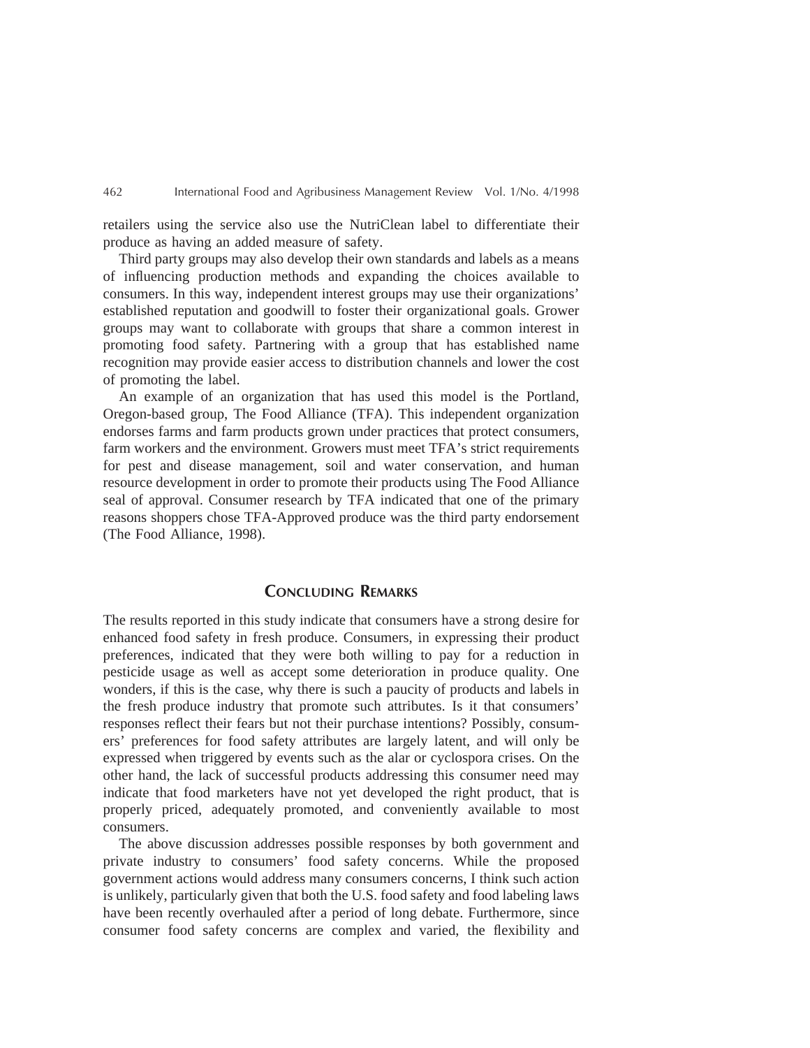retailers using the service also use the NutriClean label to differentiate their produce as having an added measure of safety.

Third party groups may also develop their own standards and labels as a means of influencing production methods and expanding the choices available to consumers. In this way, independent interest groups may use their organizations' established reputation and goodwill to foster their organizational goals. Grower groups may want to collaborate with groups that share a common interest in promoting food safety. Partnering with a group that has established name recognition may provide easier access to distribution channels and lower the cost of promoting the label.

An example of an organization that has used this model is the Portland, Oregon-based group, The Food Alliance (TFA). This independent organization endorses farms and farm products grown under practices that protect consumers, farm workers and the environment. Growers must meet TFA's strict requirements for pest and disease management, soil and water conservation, and human resource development in order to promote their products using The Food Alliance seal of approval. Consumer research by TFA indicated that one of the primary reasons shoppers chose TFA-Approved produce was the third party endorsement (The Food Alliance, 1998).

## Concluding Remarks

The results reported in this study indicate that consumers have a strong desire for enhanced food safety in fresh produce. Consumers, in expressing their product preferences, indicated that they were both willing to pay for a reduction in pesticide usage as well as accept some deterioration in produce quality. One wonders, if this is the case, why there is such a paucity of products and labels in the fresh produce industry that promote such attributes. Is it that consumers' responses reflect their fears but not their purchase intentions? Possibly, consumers' preferences for food safety attributes are largely latent, and will only be expressed when triggered by events such as the alar or cyclospora crises. On the other hand, the lack of successful products addressing this consumer need may indicate that food marketers have not yet developed the right product, that is properly priced, adequately promoted, and conveniently available to most consumers.

The above discussion addresses possible responses by both government and private industry to consumers' food safety concerns. While the proposed government actions would address many consumers concerns, I think such action is unlikely, particularly given that both the U.S. food safety and food labeling laws have been recently overhauled after a period of long debate. Furthermore, since consumer food safety concerns are complex and varied, the flexibility and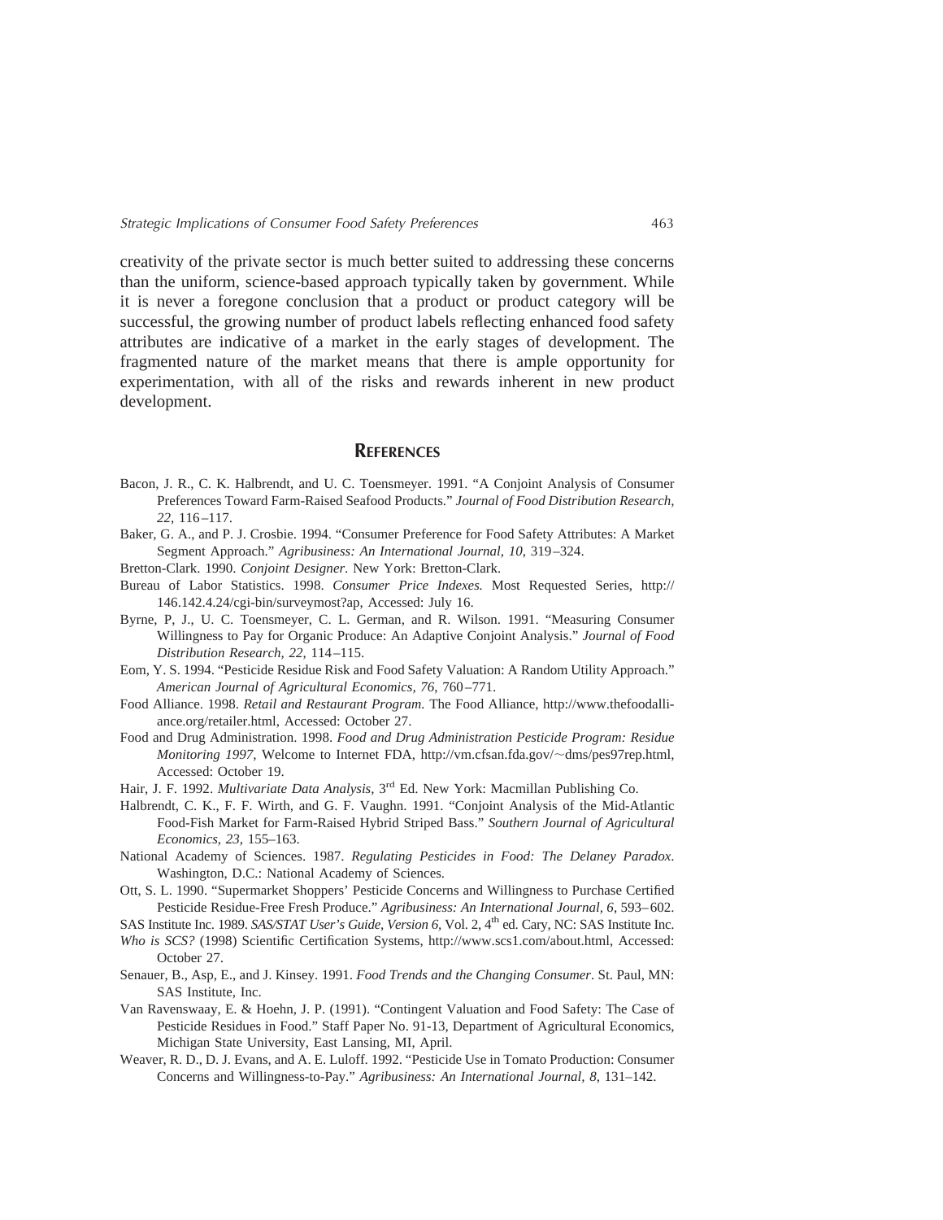creativity of the private sector is much better suited to addressing these concerns than the uniform, science-based approach typically taken by government. While it is never a foregone conclusion that a product or product category will be successful, the growing number of product labels reflecting enhanced food safety attributes are indicative of a market in the early stages of development. The fragmented nature of the market means that there is ample opportunity for experimentation, with all of the risks and rewards inherent in new product development.

## REFERENCES

Bacon, J. R., C. K. Halbrendt, and U. C. Toensmeyer. 1991. "A Conjoint Analysis of Consumer Preferences Toward Farm-Raised Seafood Products." *Journal of Food Distribution Research, 22*, 116–117.

Baker, G. A., and P. J. Crosbie. 1994. "Consumer Preference for Food Safety Attributes: A Market Segment Approach." *Agribusiness: An International Journal, 10*, 319–324.

Bretton-Clark. 1990. *Conjoint Designer*. New York: Bretton-Clark.

Bureau of Labor Statistics. 1998. *Consumer Price Indexes.* Most Requested Series, http://146.142.4.24/cgi-bin/surveymost?ap, Accessed: July 16.

Byrne, P, J., U. C. Toensmeyer, C. L. German, and R. Wilson. 1991. "Measuring Consumer Willingness to Pay for Organic Produce: An Adaptive Conjoint Analysis." *Journal of Food Distribution Research, 22*, 114–115.

Eom, Y. S. 1994. "Pesticide Residue Risk and Food Safety Valuation: A Random Utility Approach." *American Journal of Agricultural Economics, 76*, 760–771.

Food Alliance. 1998. *Retail and Restaurant Program.* The Food Alliance, http://www.thefoodalliance.org/retailer.html, Accessed: October 27.

Food and Drug Administration. 1998. *Food and Drug Administration Pesticide Program: Residue Monitoring 1997*, Welcome to Internet FDA, http://vm.cfsan.fda.gov/~dms/pes97rep.html, Accessed: October 19.

Hair, J. F. 1992. *Multivariate Data Analysis*, 3rd Ed. New York: Macmillan Publishing Co.

Halbrendt, C. K., F. F. Wirth, and G. F. Vaughn. 1991. "Conjoint Analysis of the Mid-Atlantic Food-Fish Market for Farm-Raised Hybrid Striped Bass." *Southern Journal of Agricultural Economics, 23*, 155–163.

National Academy of Sciences. 1987. *Regulating Pesticides in Food: The Delaney Paradox*. Washington, D.C.: National Academy of Sciences.

Ott, S. L. 1990. "Supermarket Shoppers' Pesticide Concerns and Willingness to Purchase Certified Pesticide Residue-Free Fresh Produce." *Agribusiness: An International Journal, 6*, 593–602.

SAS Institute Inc. 1989. *SAS/STAT User's Guide, Version 6*, Vol. 2, 4th ed. Cary, NC: SAS Institute Inc.

*Who is SCS?* (1998) Scientific Certification Systems, http://www.scs1.com/about.html, Accessed: October 27.

Senauer, B., Asp, E., and J. Kinsey. 1991. *Food Trends and the Changing Consumer*. St. Paul, MN: SAS Institute, Inc.

Van Ravenswaay, E. & Hoehn, J. P. (1991). "Contingent Valuation and Food Safety: The Case of Pesticide Residues in Food." Staff Paper No. 91-13, Department of Agricultural Economics, Michigan State University, East Lansing, MI, April.

Weaver, R. D., D. J. Evans, and A. E. Luloff. 1992. "Pesticide Use in Tomato Production: Consumer Concerns and Willingness-to-Pay." *Agribusiness: An International Journal, 8*, 131–142.